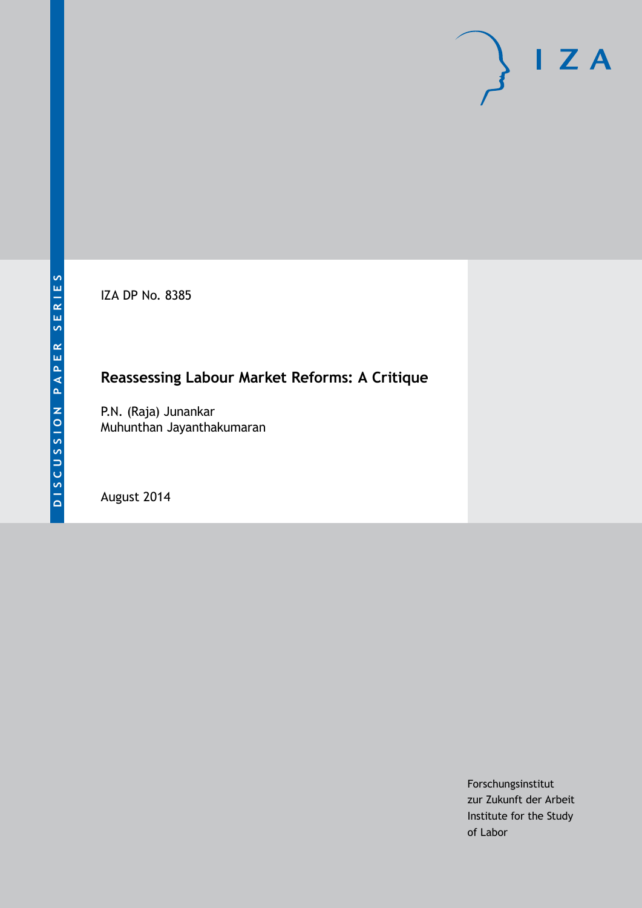DISCUSSION PAPER SERIES

IZA

IZA DP No. 8385

# Reassessing Labour Market Reforms: A Critique

P.N. (Raja) Junankar
Muhunthan Jayanthakumaran

August 2014

Forschungsinstitut
zur Zukunft der Arbeit
Institute for the Study
of Labor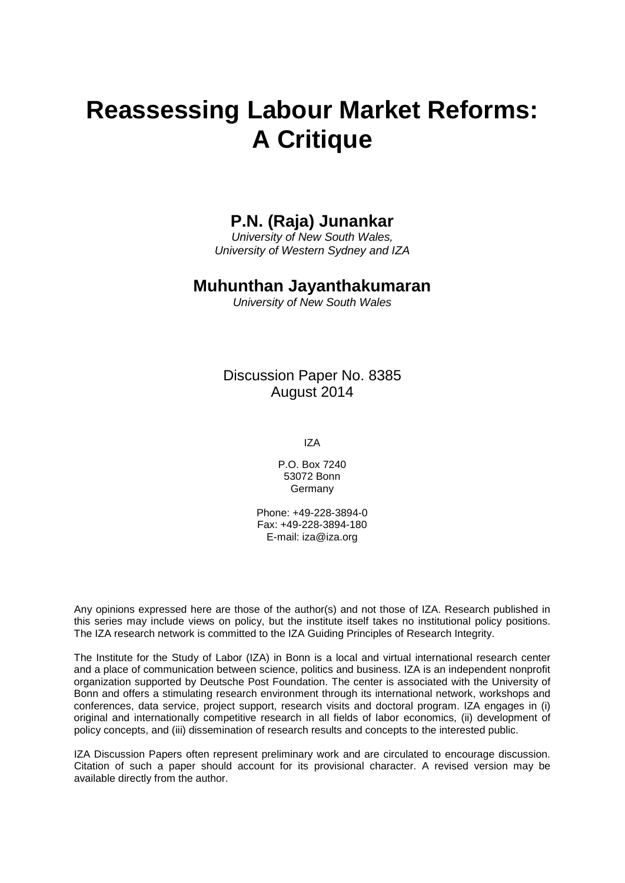# Reassessing Labour Market Reforms: A Critique

## P.N. (Raja) Junankar

*University of New South Wales,*
*University of Western Sydney and IZA*

## Muhunthan Jayanthakumaran

*University of New South Wales*

Discussion Paper No. 8385
August 2014

IZA

P.O. Box 7240
53072 Bonn
Germany

Phone: +49-228-3894-0
Fax: +49-228-3894-180
E-mail: iza@iza.org

Any opinions expressed here are those of the author(s) and not those of IZA. Research published in this series may include views on policy, but the institute itself takes no institutional policy positions. The IZA research network is committed to the IZA Guiding Principles of Research Integrity.

The Institute for the Study of Labor (IZA) in Bonn is a local and virtual international research center and a place of communication between science, politics and business. IZA is an independent nonprofit organization supported by Deutsche Post Foundation. The center is associated with the University of Bonn and offers a stimulating research environment through its international network, workshops and conferences, data service, project support, research visits and doctoral program. IZA engages in (i) original and internationally competitive research in all fields of labor economics, (ii) development of policy concepts, and (iii) dissemination of research results and concepts to the interested public.

IZA Discussion Papers often represent preliminary work and are circulated to encourage discussion. Citation of such a paper should account for its provisional character. A revised version may be available directly from the author.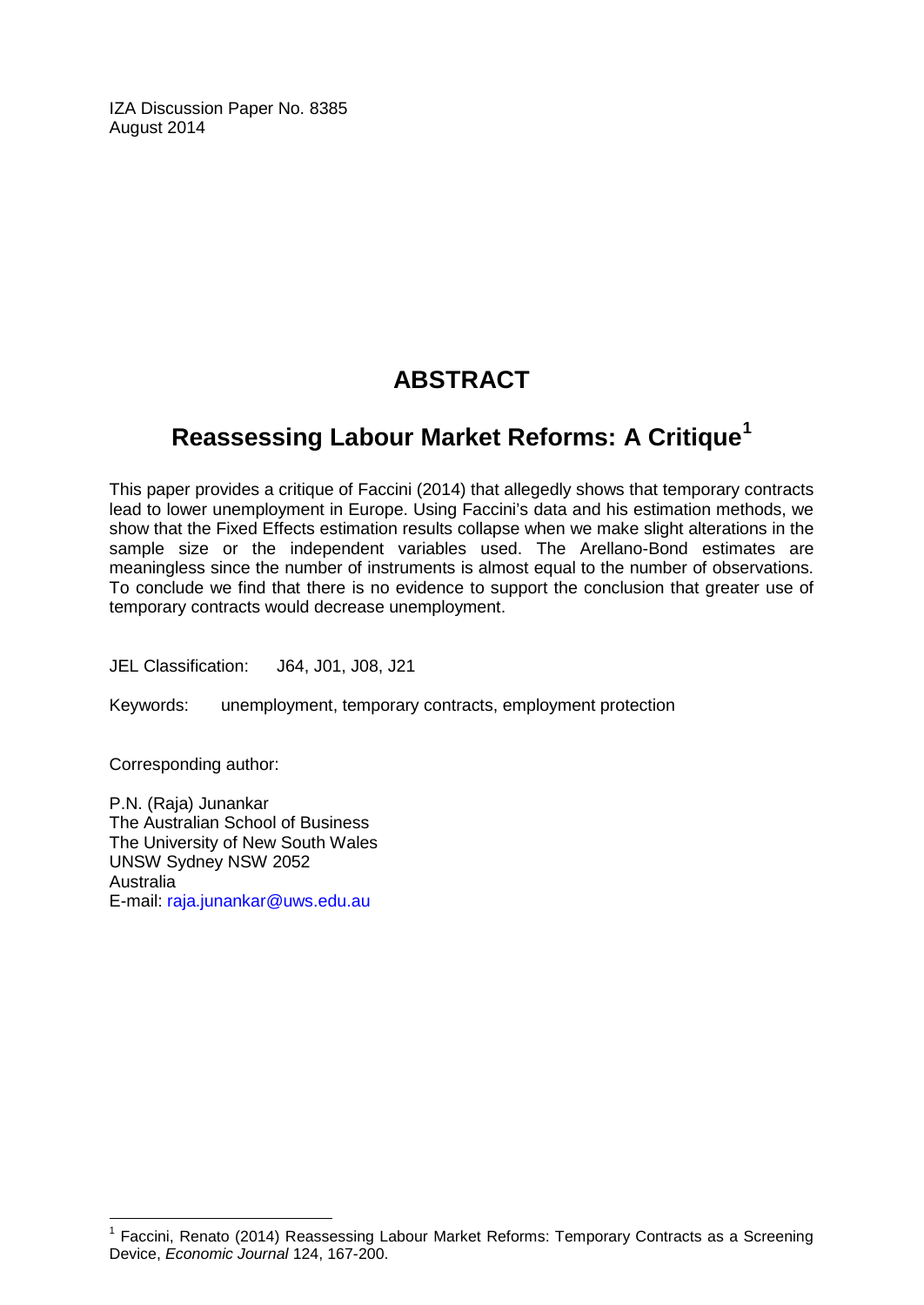IZA Discussion Paper No. 8385
August 2014

# ABSTRACT

## Reassessing Labour Market Reforms: A Critique[1]

This paper provides a critique of Faccini (2014) that allegedly shows that temporary contracts lead to lower unemployment in Europe. Using Faccini's data and his estimation methods, we show that the Fixed Effects estimation results collapse when we make slight alterations in the sample size or the independent variables used. The Arellano-Bond estimates are meaningless since the number of instruments is almost equal to the number of observations. To conclude we find that there is no evidence to support the conclusion that greater use of temporary contracts would decrease unemployment.

JEL Classification: J64, J01, J08, J21

Keywords: unemployment, temporary contracts, employment protection

Corresponding author:

P.N. (Raja) Junankar
The Australian School of Business
The University of New South Wales
UNSW Sydney NSW 2052
Australia
E-mail: raja.junankar@uws.edu.au

---

[1] Faccini, Renato (2014) Reassessing Labour Market Reforms: Temporary Contracts as a Screening Device, *Economic Journal* 124, 167-200.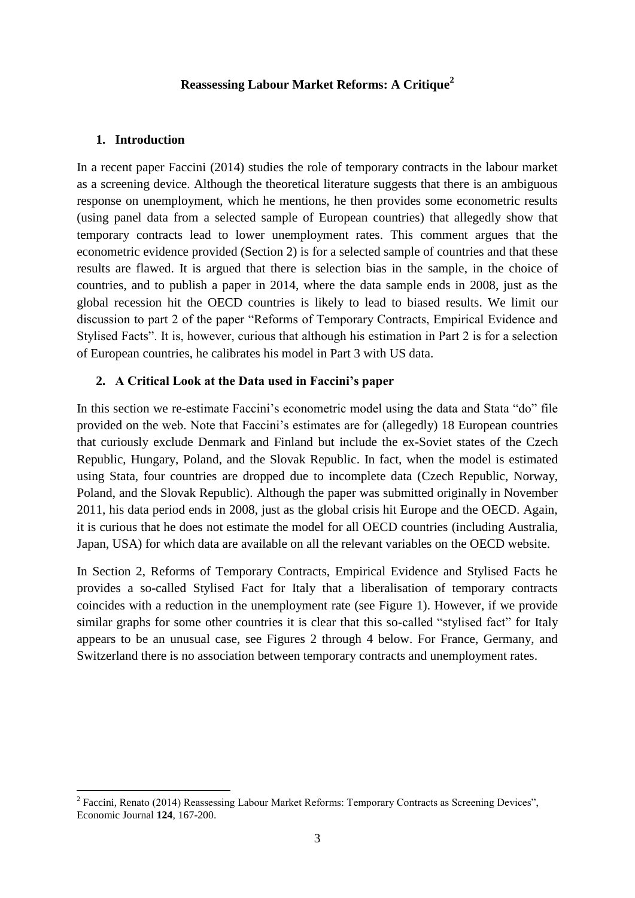# Reassessing Labour Market Reforms: A Critique[2]

## 1. Introduction

In a recent paper Faccini (2014) studies the role of temporary contracts in the labour market as a screening device. Although the theoretical literature suggests that there is an ambiguous response on unemployment, which he mentions, he then provides some econometric results (using panel data from a selected sample of European countries) that allegedly show that temporary contracts lead to lower unemployment rates. This comment argues that the econometric evidence provided (Section 2) is for a selected sample of countries and that these results are flawed. It is argued that there is selection bias in the sample, in the choice of countries, and to publish a paper in 2014, where the data sample ends in 2008, just as the global recession hit the OECD countries is likely to lead to biased results. We limit our discussion to part 2 of the paper "Reforms of Temporary Contracts, Empirical Evidence and Stylised Facts". It is, however, curious that although his estimation in Part 2 is for a selection of European countries, he calibrates his model in Part 3 with US data.

## 2. A Critical Look at the Data used in Faccini's paper

In this section we re-estimate Faccini's econometric model using the data and Stata "do" file provided on the web. Note that Faccini's estimates are for (allegedly) 18 European countries that curiously exclude Denmark and Finland but include the ex-Soviet states of the Czech Republic, Hungary, Poland, and the Slovak Republic. In fact, when the model is estimated using Stata, four countries are dropped due to incomplete data (Czech Republic, Norway, Poland, and the Slovak Republic). Although the paper was submitted originally in November 2011, his data period ends in 2008, just as the global crisis hit Europe and the OECD. Again, it is curious that he does not estimate the model for all OECD countries (including Australia, Japan, USA) for which data are available on all the relevant variables on the OECD website.

In Section 2, Reforms of Temporary Contracts, Empirical Evidence and Stylised Facts he provides a so-called Stylised Fact for Italy that a liberalisation of temporary contracts coincides with a reduction in the unemployment rate (see Figure 1). However, if we provide similar graphs for some other countries it is clear that this so-called "stylised fact" for Italy appears to be an unusual case, see Figures 2 through 4 below. For France, Germany, and Switzerland there is no association between temporary contracts and unemployment rates.

[2] Faccini, Renato (2014) Reassessing Labour Market Reforms: Temporary Contracts as Screening Devices", Economic Journal **124**, 167-200.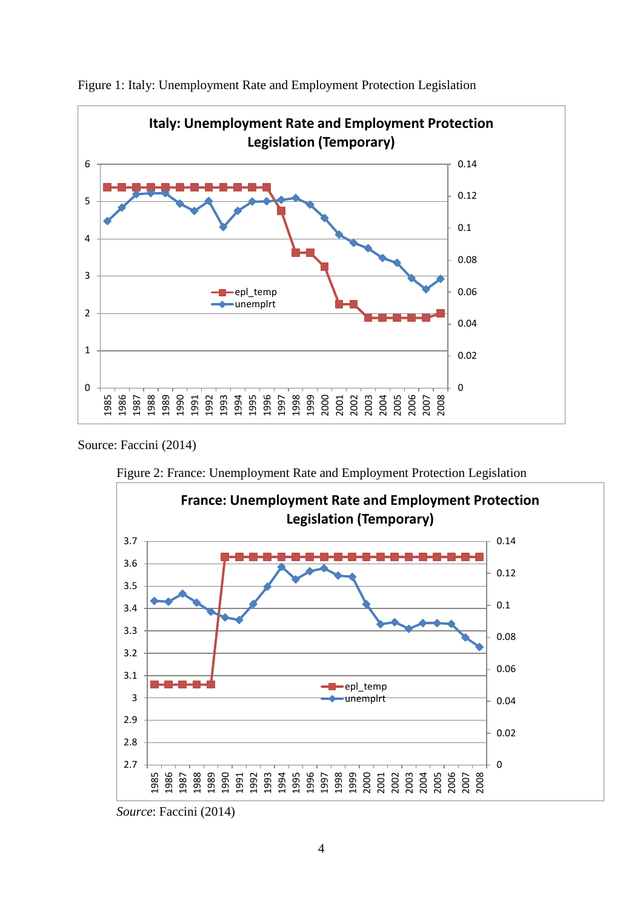Figure 1: Italy: Unemployment Rate and Employment Protection Legislation

Source: Faccini (2014)

Figure 2: France: Unemployment Rate and Employment Protection Legislation

*Source*: Faccini (2014)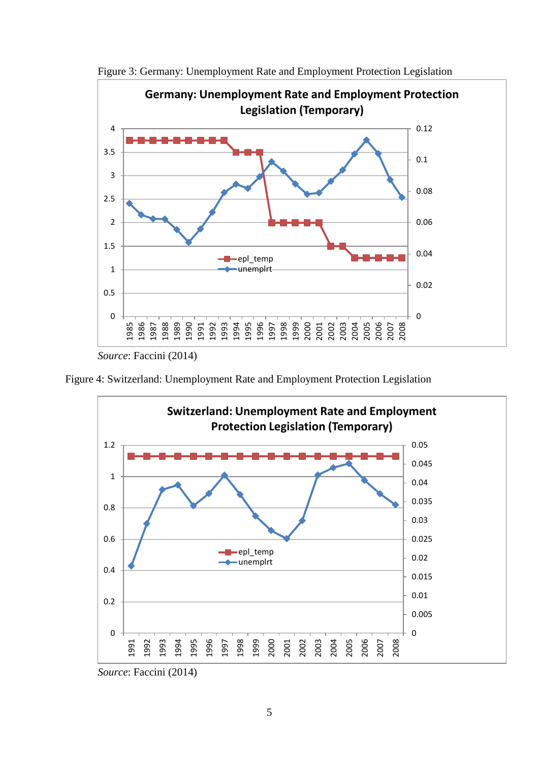Figure 3: Germany: Unemployment Rate and Employment Protection Legislation

*Source*: Faccini (2014)

Figure 4: Switzerland: Unemployment Rate and Employment Protection Legislation

*Source*: Faccini (2014)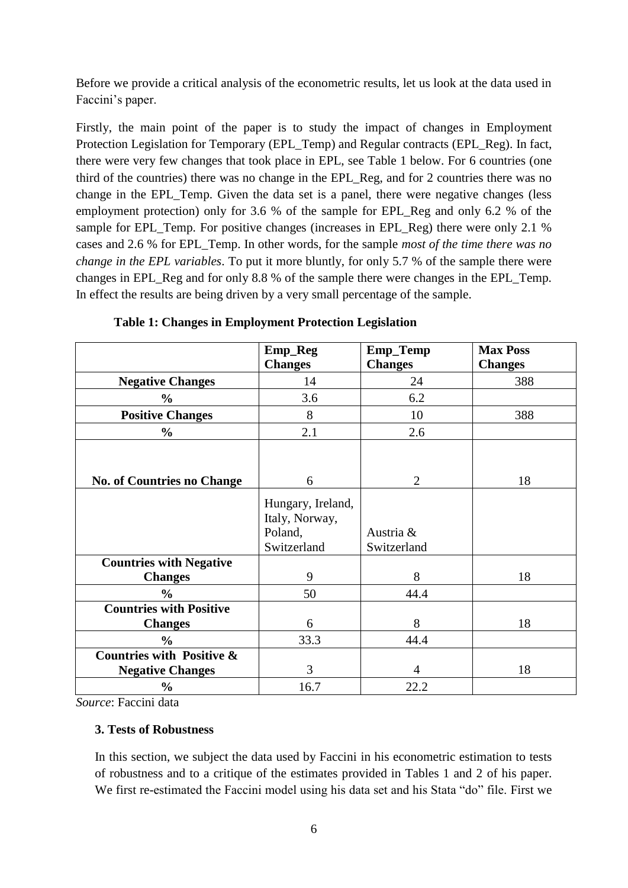Before we provide a critical analysis of the econometric results, let us look at the data used in Faccini's paper.

Firstly, the main point of the paper is to study the impact of changes in Employment Protection Legislation for Temporary (EPL_Temp) and Regular contracts (EPL_Reg). In fact, there were very few changes that took place in EPL, see Table 1 below. For 6 countries (one third of the countries) there was no change in the EPL_Reg, and for 2 countries there was no change in the EPL_Temp. Given the data set is a panel, there were negative changes (less employment protection) only for 3.6 % of the sample for EPL_Reg and only 6.2 % of the sample for EPL_Temp. For positive changes (increases in EPL_Reg) there were only 2.1 % cases and 2.6 % for EPL_Temp. In other words, for the sample *most of the time there was no change in the EPL variables*. To put it more bluntly, for only 5.7 % of the sample there were changes in EPL_Reg and for only 8.8 % of the sample there were changes in the EPL_Temp. In effect the results are being driven by a very small percentage of the sample.

**Table 1: Changes in Employment Protection Legislation**

| | **Emp_Reg Changes** | **Emp_Temp Changes** | **Max Poss Changes** |
|---|---|---|---|
| **Negative Changes** | 14 | 24 | 388 |
| **%** | 3.6 | 6.2 | |
| **Positive Changes** | 8 | 10 | 388 |
| **%** | 2.1 | 2.6 | |
| **No. of Countries no Change** | 6 | 2 | 18 |
| | Hungary, Ireland, Italy, Norway, Poland, Switzerland | Austria & Switzerland | |
| **Countries with Negative Changes** | 9 | 8 | 18 |
| **%** | 50 | 44.4 | |
| **Countries with Positive Changes** | 6 | 8 | 18 |
| **%** | 33.3 | 44.4 | |
| **Countries with Positive & Negative Changes** | 3 | 4 | 18 |
| **%** | 16.7 | 22.2 | |

*Source*: Faccini data

### 3. Tests of Robustness

In this section, we subject the data used by Faccini in his econometric estimation to tests of robustness and to a critique of the estimates provided in Tables 1 and 2 of his paper. We first re-estimated the Faccini model using his data set and his Stata "do" file. First we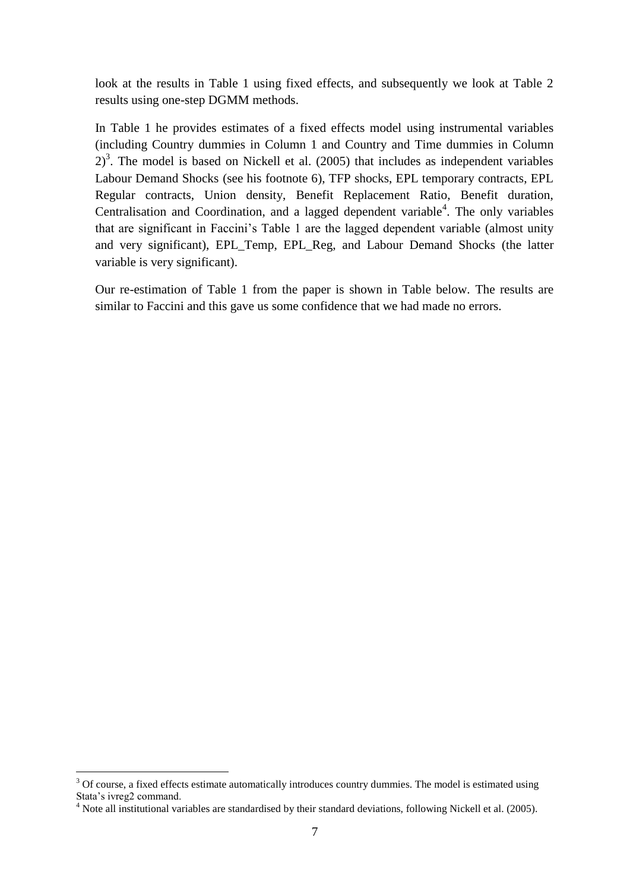look at the results in Table 1 using fixed effects, and subsequently we look at Table 2 results using one-step DGMM methods.

In Table 1 he provides estimates of a fixed effects model using instrumental variables (including Country dummies in Column 1 and Country and Time dummies in Column 2)[3]. The model is based on Nickell et al. (2005) that includes as independent variables Labour Demand Shocks (see his footnote 6), TFP shocks, EPL temporary contracts, EPL Regular contracts, Union density, Benefit Replacement Ratio, Benefit duration, Centralisation and Coordination, and a lagged dependent variable[4]. The only variables that are significant in Faccini's Table 1 are the lagged dependent variable (almost unity and very significant), EPL_Temp, EPL_Reg, and Labour Demand Shocks (the latter variable is very significant).

Our re-estimation of Table 1 from the paper is shown in Table below. The results are similar to Faccini and this gave us some confidence that we had made no errors.

---

[3] Of course, a fixed effects estimate automatically introduces country dummies. The model is estimated using Stata's ivreg2 command.

[4] Note all institutional variables are standardised by their standard deviations, following Nickell et al. (2005).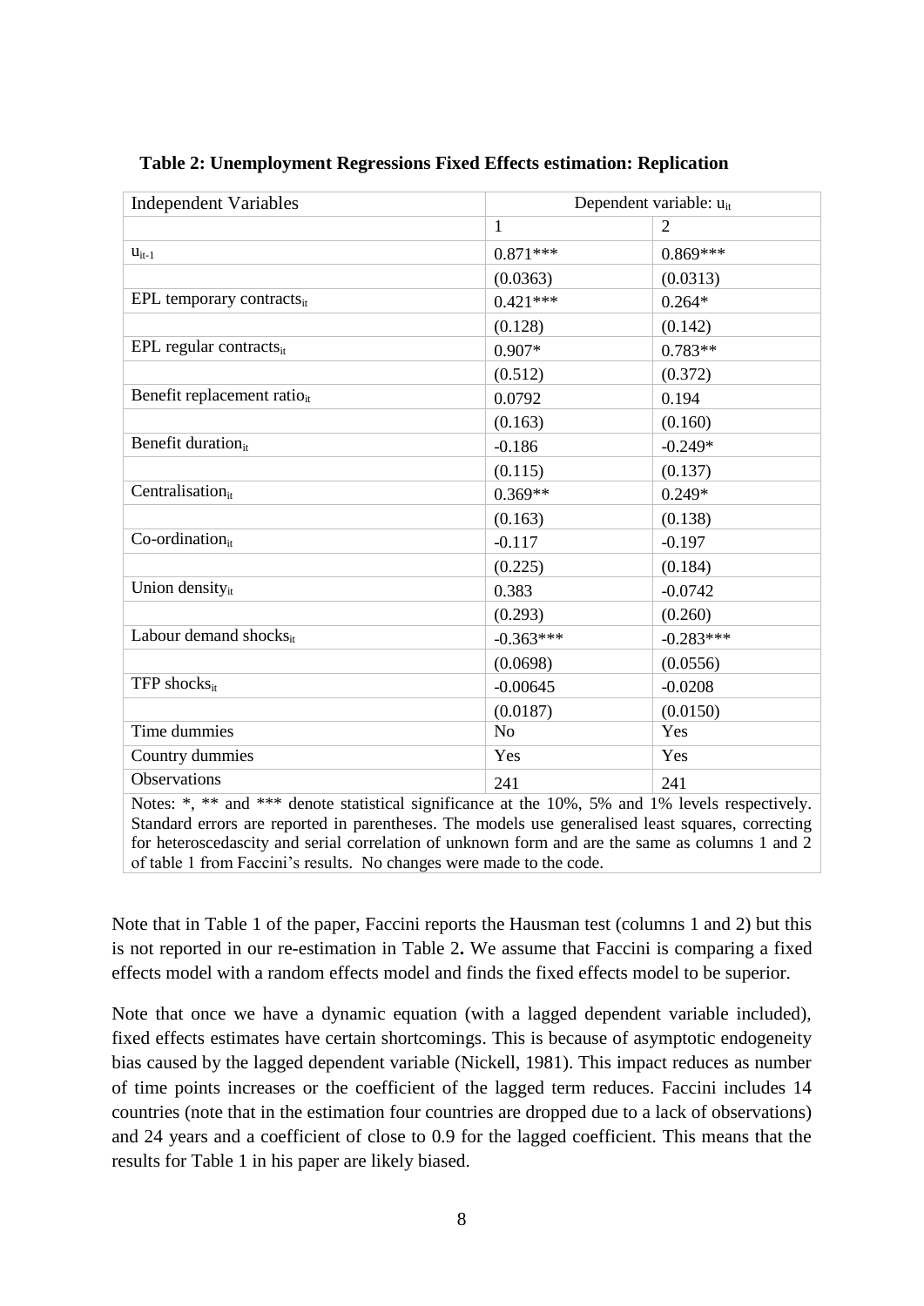**Table 2: Unemployment Regressions Fixed Effects estimation: Replication**

| Independent Variables | Dependent variable: $u_{it}$ | |
|---|---|---|
| | 1 | 2 |
| $u_{it-1}$ | 0.871*** | 0.869*** |
| | (0.0363) | (0.0313) |
| EPL temporary contracts$_{it}$ | 0.421*** | 0.264* |
| | (0.128) | (0.142) |
| EPL regular contracts$_{it}$ | 0.907* | 0.783** |
| | (0.512) | (0.372) |
| Benefit replacement ratio$_{it}$ | 0.0792 | 0.194 |
| | (0.163) | (0.160) |
| Benefit duration$_{it}$ | -0.186 | -0.249* |
| | (0.115) | (0.137) |
| Centralisation$_{it}$ | 0.369** | 0.249* |
| | (0.163) | (0.138) |
| Co-ordination$_{it}$ | -0.117 | -0.197 |
| | (0.225) | (0.184) |
| Union density$_{it}$ | 0.383 | -0.0742 |
| | (0.293) | (0.260) |
| Labour demand shocks$_{it}$ | -0.363*** | -0.283*** |
| | (0.0698) | (0.0556) |
| TFP shocks$_{it}$ | -0.00645 | -0.0208 |
| | (0.0187) | (0.0150) |
| Time dummies | No | Yes |
| Country dummies | Yes | Yes |
| Observations | 241 | 241 |

Notes: *, ** and *** denote statistical significance at the 10%, 5% and 1% levels respectively. Standard errors are reported in parentheses. The models use generalised least squares, correcting for heteroscedascity and serial correlation of unknown form and are the same as columns 1 and 2 of table 1 from Faccini's results. No changes were made to the code.

Note that in Table 1 of the paper, Faccini reports the Hausman test (columns 1 and 2) but this is not reported in our re-estimation in Table 2**.** We assume that Faccini is comparing a fixed effects model with a random effects model and finds the fixed effects model to be superior.

Note that once we have a dynamic equation (with a lagged dependent variable included), fixed effects estimates have certain shortcomings. This is because of asymptotic endogeneity bias caused by the lagged dependent variable (Nickell, 1981). This impact reduces as number of time points increases or the coefficient of the lagged term reduces. Faccini includes 14 countries (note that in the estimation four countries are dropped due to a lack of observations) and 24 years and a coefficient of close to 0.9 for the lagged coefficient. This means that the results for Table 1 in his paper are likely biased.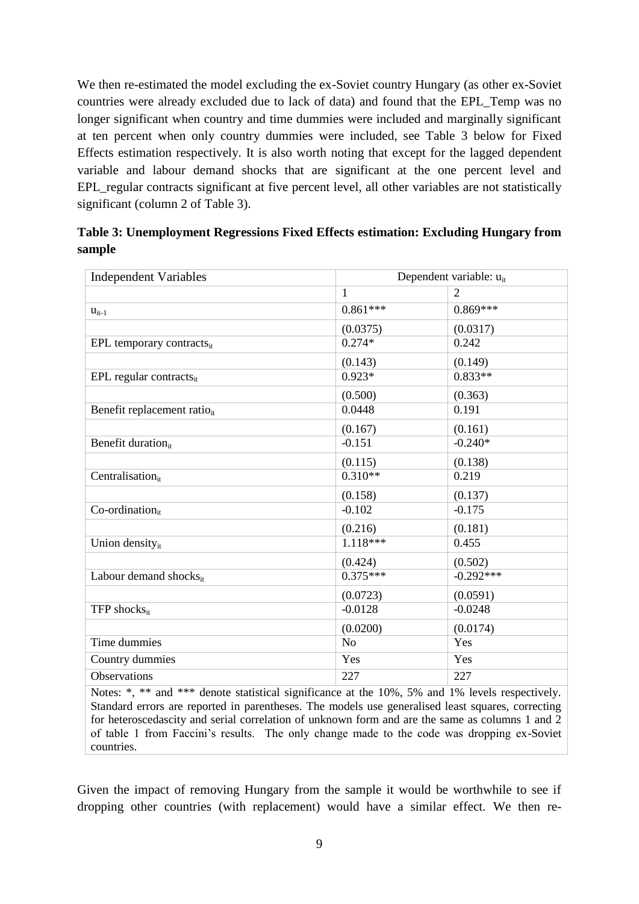We then re-estimated the model excluding the ex-Soviet country Hungary (as other ex-Soviet countries were already excluded due to lack of data) and found that the EPL_Temp was no longer significant when country and time dummies were included and marginally significant at ten percent when only country dummies were included, see Table 3 below for Fixed Effects estimation respectively. It is also worth noting that except for the lagged dependent variable and labour demand shocks that are significant at the one percent level and EPL_regular contracts significant at five percent level, all other variables are not statistically significant (column 2 of Table 3).

**Table 3: Unemployment Regressions Fixed Effects estimation: Excluding Hungary from sample**

| Independent Variables | Dependent variable: $u_{it}$ | |
|---|---|---|
| | 1 | 2 |
| $u_{it-1}$ | 0.861*** | 0.869*** |
| | (0.0375) | (0.0317) |
| EPL temporary contracts$_{it}$ | 0.274* | 0.242 |
| | (0.143) | (0.149) |
| EPL regular contracts$_{it}$ | 0.923* | 0.833** |
| | (0.500) | (0.363) |
| Benefit replacement ratio$_{it}$ | 0.0448 | 0.191 |
| | (0.167) | (0.161) |
| Benefit duration$_{it}$ | -0.151 | -0.240* |
| | (0.115) | (0.138) |
| Centralisation$_{it}$ | 0.310** | 0.219 |
| | (0.158) | (0.137) |
| Co-ordination$_{it}$ | -0.102 | -0.175 |
| | (0.216) | (0.181) |
| Union density$_{it}$ | 1.118*** | 0.455 |
| | (0.424) | (0.502) |
| Labour demand shocks$_{it}$ | 0.375*** | -0.292*** |
| | (0.0723) | (0.0591) |
| TFP shocks$_{it}$ | -0.0128 | -0.0248 |
| | (0.0200) | (0.0174) |
| Time dummies | No | Yes |
| Country dummies | Yes | Yes |
| Observations | 227 | 227 |

Notes: *, ** and *** denote statistical significance at the 10%, 5% and 1% levels respectively. Standard errors are reported in parentheses. The models use generalised least squares, correcting for heteroscedascity and serial correlation of unknown form and are the same as columns 1 and 2 of table 1 from Faccini's results. The only change made to the code was dropping ex-Soviet countries.

Given the impact of removing Hungary from the sample it would be worthwhile to see if dropping other countries (with replacement) would have a similar effect. We then re-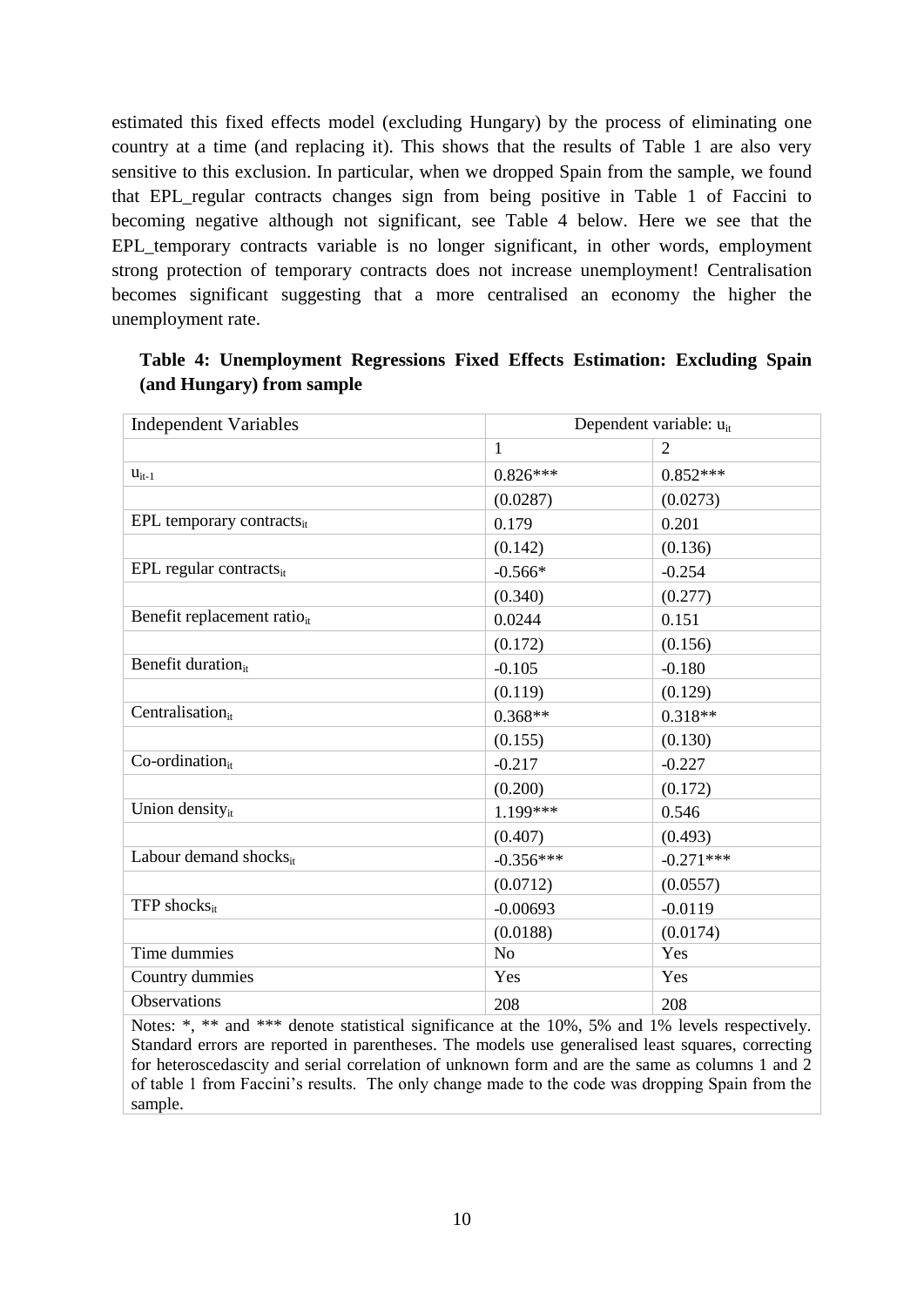estimated this fixed effects model (excluding Hungary) by the process of eliminating one country at a time (and replacing it). This shows that the results of Table 1 are also very sensitive to this exclusion. In particular, when we dropped Spain from the sample, we found that EPL_regular contracts changes sign from being positive in Table 1 of Faccini to becoming negative although not significant, see Table 4 below. Here we see that the EPL_temporary contracts variable is no longer significant, in other words, employment strong protection of temporary contracts does not increase unemployment! Centralisation becomes significant suggesting that a more centralised an economy the higher the unemployment rate.

**Table 4: Unemployment Regressions Fixed Effects Estimation: Excluding Spain (and Hungary) from sample**

| Independent Variables | Dependent variable: $u_{it}$ | |
|---|---|---|
| | 1 | 2 |
| $u_{it-1}$ | 0.826*** | 0.852*** |
| | (0.0287) | (0.0273) |
| EPL temporary contracts$_{it}$ | 0.179 | 0.201 |
| | (0.142) | (0.136) |
| EPL regular contracts$_{it}$ | -0.566* | -0.254 |
| | (0.340) | (0.277) |
| Benefit replacement ratio$_{it}$ | 0.0244 | 0.151 |
| | (0.172) | (0.156) |
| Benefit duration$_{it}$ | -0.105 | -0.180 |
| | (0.119) | (0.129) |
| Centralisation$_{it}$ | 0.368** | 0.318** |
| | (0.155) | (0.130) |
| Co-ordination$_{it}$ | -0.217 | -0.227 |
| | (0.200) | (0.172) |
| Union density$_{it}$ | 1.199*** | 0.546 |
| | (0.407) | (0.493) |
| Labour demand shocks$_{it}$ | -0.356*** | -0.271*** |
| | (0.0712) | (0.0557) |
| TFP shocks$_{it}$ | -0.00693 | -0.0119 |
| | (0.0188) | (0.0174) |
| Time dummies | No | Yes |
| Country dummies | Yes | Yes |
| Observations | 208 | 208 |

Notes: *, ** and *** denote statistical significance at the 10%, 5% and 1% levels respectively. Standard errors are reported in parentheses. The models use generalised least squares, correcting for heteroscedascity and serial correlation of unknown form and are the same as columns 1 and 2 of table 1 from Faccini's results. The only change made to the code was dropping Spain from the sample.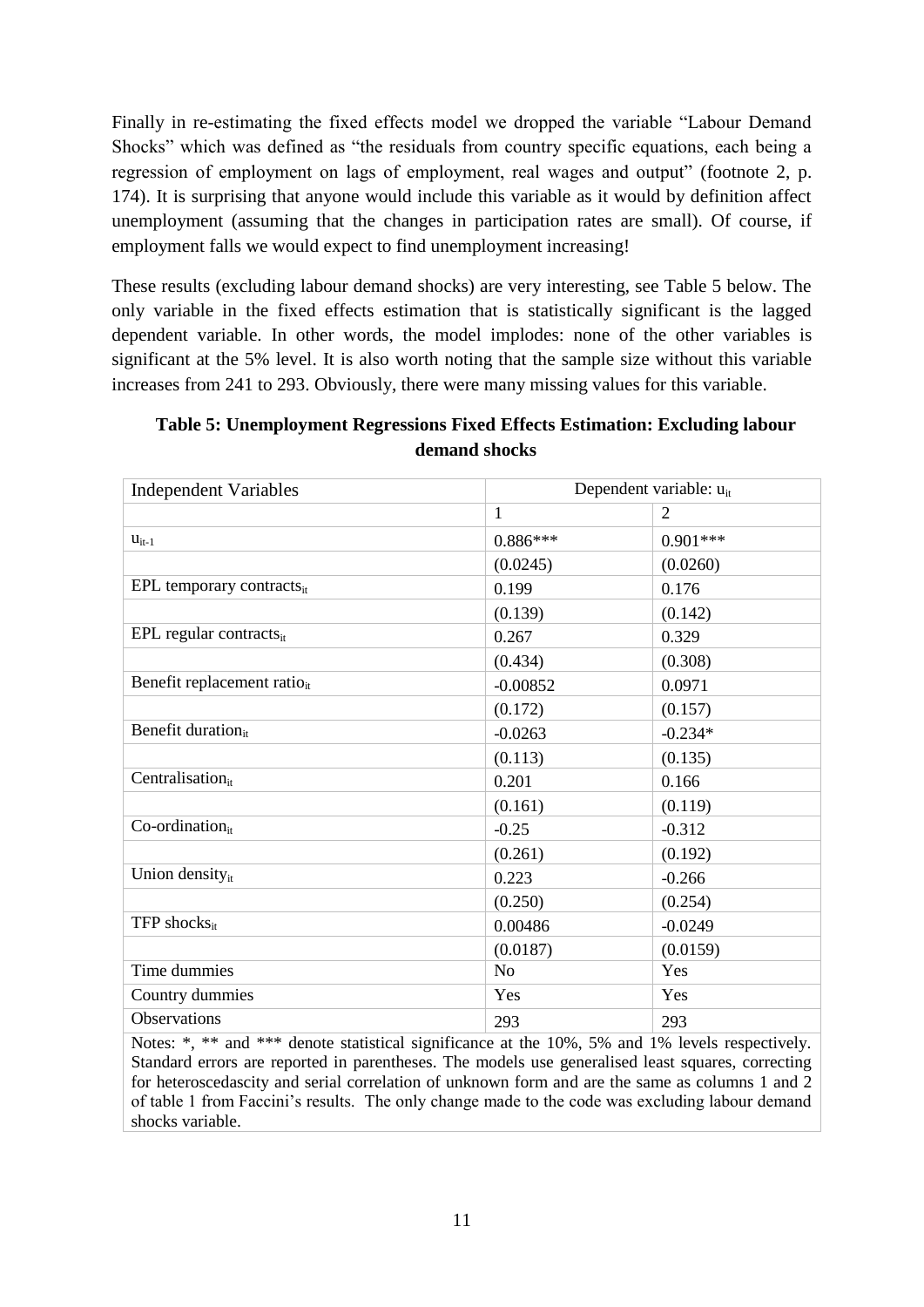Finally in re-estimating the fixed effects model we dropped the variable "Labour Demand Shocks" which was defined as "the residuals from country specific equations, each being a regression of employment on lags of employment, real wages and output" (footnote 2, p. 174). It is surprising that anyone would include this variable as it would by definition affect unemployment (assuming that the changes in participation rates are small). Of course, if employment falls we would expect to find unemployment increasing!

These results (excluding labour demand shocks) are very interesting, see Table 5 below. The only variable in the fixed effects estimation that is statistically significant is the lagged dependent variable. In other words, the model implodes: none of the other variables is significant at the 5% level. It is also worth noting that the sample size without this variable increases from 241 to 293. Obviously, there were many missing values for this variable.

**Table 5: Unemployment Regressions Fixed Effects Estimation: Excluding labour demand shocks**

| Independent Variables | Dependent variable: $u_{it}$ | |
|---|---|---|
| | 1 | 2 |
| $u_{it-1}$ | 0.886*** | 0.901*** |
| | (0.0245) | (0.0260) |
| EPL temporary contracts$_{it}$ | 0.199 | 0.176 |
| | (0.139) | (0.142) |
| EPL regular contracts$_{it}$ | 0.267 | 0.329 |
| | (0.434) | (0.308) |
| Benefit replacement ratio$_{it}$ | -0.00852 | 0.0971 |
| | (0.172) | (0.157) |
| Benefit duration$_{it}$ | -0.0263 | -0.234* |
| | (0.113) | (0.135) |
| Centralisation$_{it}$ | 0.201 | 0.166 |
| | (0.161) | (0.119) |
| Co-ordination$_{it}$ | -0.25 | -0.312 |
| | (0.261) | (0.192) |
| Union density$_{it}$ | 0.223 | -0.266 |
| | (0.250) | (0.254) |
| TFP shocks$_{it}$ | 0.00486 | -0.0249 |
| | (0.0187) | (0.0159) |
| Time dummies | No | Yes |
| Country dummies | Yes | Yes |
| Observations | 293 | 293 |

Notes: *, ** and *** denote statistical significance at the 10%, 5% and 1% levels respectively. Standard errors are reported in parentheses. The models use generalised least squares, correcting for heteroscedascity and serial correlation of unknown form and are the same as columns 1 and 2 of table 1 from Faccini's results. The only change made to the code was excluding labour demand shocks variable.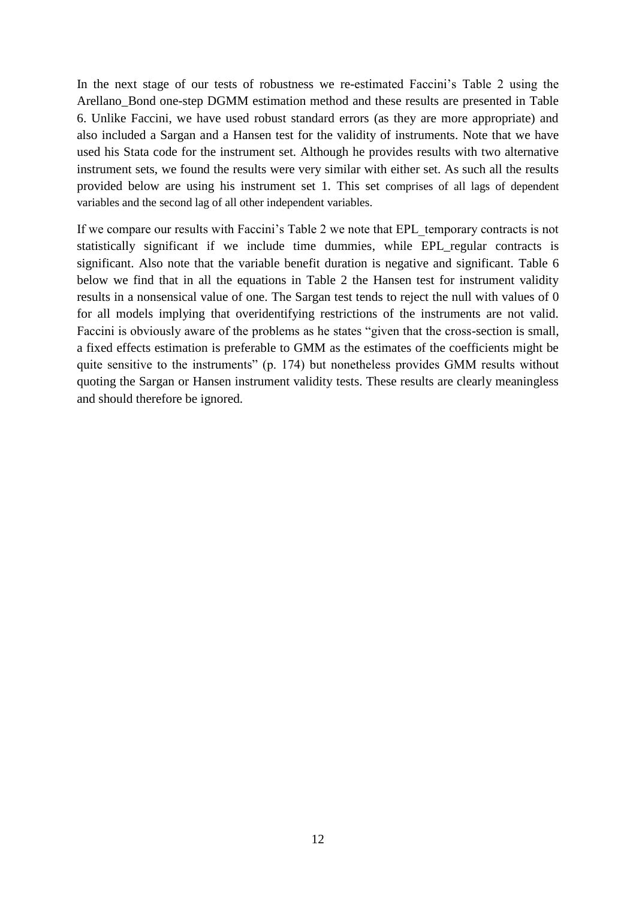In the next stage of our tests of robustness we re-estimated Faccini's Table 2 using the Arellano_Bond one-step DGMM estimation method and these results are presented in Table 6. Unlike Faccini, we have used robust standard errors (as they are more appropriate) and also included a Sargan and a Hansen test for the validity of instruments. Note that we have used his Stata code for the instrument set. Although he provides results with two alternative instrument sets, we found the results were very similar with either set. As such all the results provided below are using his instrument set 1. This set comprises of all lags of dependent variables and the second lag of all other independent variables.

If we compare our results with Faccini's Table 2 we note that EPL_temporary contracts is not statistically significant if we include time dummies, while EPL_regular contracts is significant. Also note that the variable benefit duration is negative and significant. Table 6 below we find that in all the equations in Table 2 the Hansen test for instrument validity results in a nonsensical value of one. The Sargan test tends to reject the null with values of 0 for all models implying that overidentifying restrictions of the instruments are not valid. Faccini is obviously aware of the problems as he states "given that the cross-section is small, a fixed effects estimation is preferable to GMM as the estimates of the coefficients might be quite sensitive to the instruments" (p. 174) but nonetheless provides GMM results without quoting the Sargan or Hansen instrument validity tests. These results are clearly meaningless and should therefore be ignored.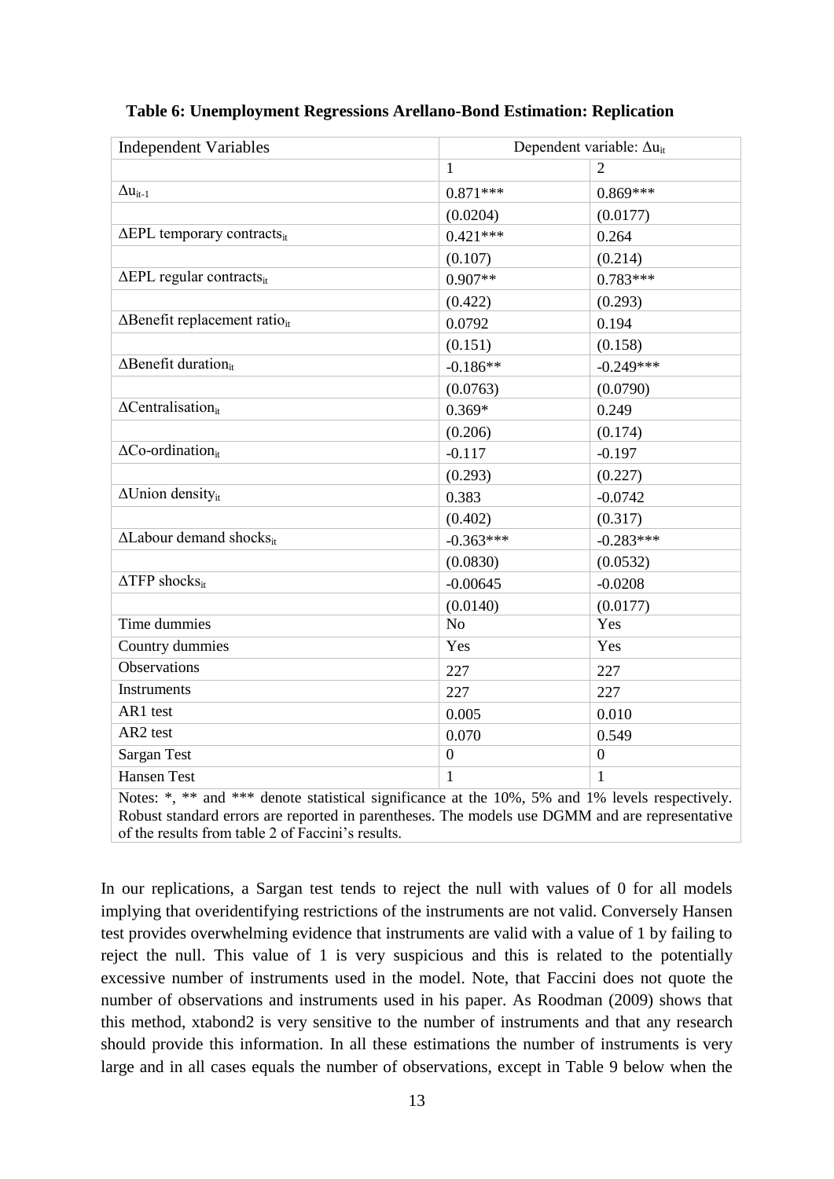**Table 6: Unemployment Regressions Arellano-Bond Estimation: Replication**

| Independent Variables | Dependent variable: $\Delta u_{it}$ | |
|---|---|---|
| | 1 | 2 |
| $\Delta u_{it-1}$ | 0.871*** | 0.869*** |
| | (0.0204) | (0.0177) |
| $\Delta$EPL temporary contracts$_{it}$ | 0.421*** | 0.264 |
| | (0.107) | (0.214) |
| $\Delta$EPL regular contracts$_{it}$ | 0.907** | 0.783*** |
| | (0.422) | (0.293) |
| $\Delta$Benefit replacement ratio$_{it}$ | 0.0792 | 0.194 |
| | (0.151) | (0.158) |
| $\Delta$Benefit duration$_{it}$ | -0.186** | -0.249*** |
| | (0.0763) | (0.0790) |
| $\Delta$Centralisation$_{it}$ | 0.369* | 0.249 |
| | (0.206) | (0.174) |
| $\Delta$Co-ordination$_{it}$ | -0.117 | -0.197 |
| | (0.293) | (0.227) |
| $\Delta$Union density$_{it}$ | 0.383 | -0.0742 |
| | (0.402) | (0.317) |
| $\Delta$Labour demand shocks$_{it}$ | -0.363*** | -0.283*** |
| | (0.0830) | (0.0532) |
| $\Delta$TFP shocks$_{it}$ | -0.00645 | -0.0208 |
| | (0.0140) | (0.0177) |
| Time dummies | No | Yes |
| Country dummies | Yes | Yes |
| Observations | 227 | 227 |
| Instruments | 227 | 227 |
| AR1 test | 0.005 | 0.010 |
| AR2 test | 0.070 | 0.549 |
| Sargan Test | 0 | 0 |
| Hansen Test | 1 | 1 |

Notes: *, ** and *** denote statistical significance at the 10%, 5% and 1% levels respectively. Robust standard errors are reported in parentheses. The models use DGMM and are representative of the results from table 2 of Faccini's results.

In our replications, a Sargan test tends to reject the null with values of 0 for all models implying that overidentifying restrictions of the instruments are not valid. Conversely Hansen test provides overwhelming evidence that instruments are valid with a value of 1 by failing to reject the null. This value of 1 is very suspicious and this is related to the potentially excessive number of instruments used in the model. Note, that Faccini does not quote the number of observations and instruments used in his paper. As Roodman (2009) shows that this method, xtabond2 is very sensitive to the number of instruments and that any research should provide this information. In all these estimations the number of instruments is very large and in all cases equals the number of observations, except in Table 9 below when the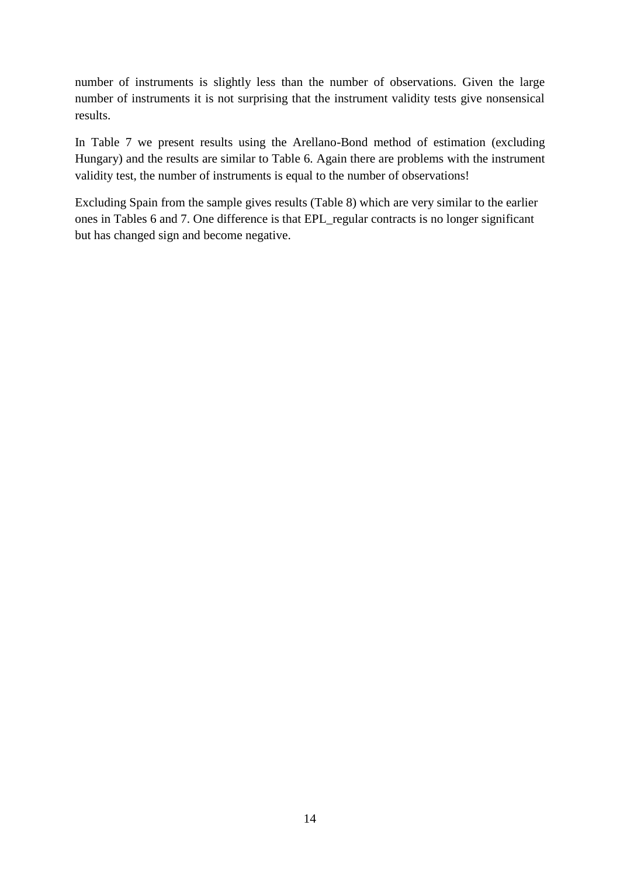number of instruments is slightly less than the number of observations. Given the large number of instruments it is not surprising that the instrument validity tests give nonsensical results.

In Table 7 we present results using the Arellano-Bond method of estimation (excluding Hungary) and the results are similar to Table 6. Again there are problems with the instrument validity test, the number of instruments is equal to the number of observations!

Excluding Spain from the sample gives results (Table 8) which are very similar to the earlier ones in Tables 6 and 7. One difference is that EPL_regular contracts is no longer significant but has changed sign and become negative.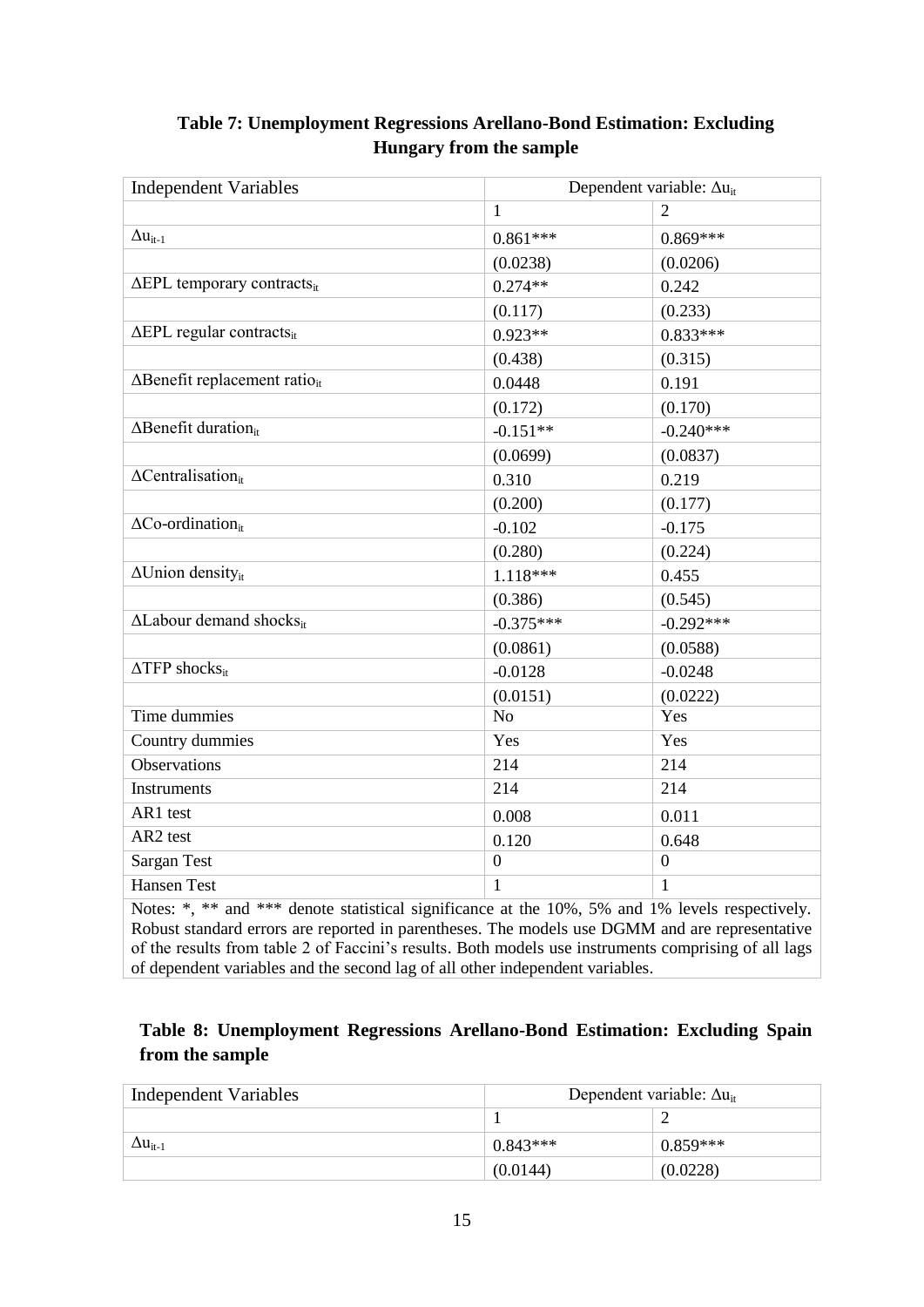**Table 7: Unemployment Regressions Arellano-Bond Estimation: Excluding Hungary from the sample**

| Independent Variables | Dependent variable: $\Delta u_{it}$ | |
|---|---|---|
| | 1 | 2 |
| $\Delta u_{it-1}$ | 0.861*** | 0.869*** |
| | (0.0238) | (0.0206) |
| $\Delta$EPL temporary contracts$_{it}$ | 0.274** | 0.242 |
| | (0.117) | (0.233) |
| $\Delta$EPL regular contracts$_{it}$ | 0.923** | 0.833*** |
| | (0.438) | (0.315) |
| $\Delta$Benefit replacement ratio$_{it}$ | 0.0448 | 0.191 |
| | (0.172) | (0.170) |
| $\Delta$Benefit duration$_{it}$ | -0.151** | -0.240*** |
| | (0.0699) | (0.0837) |
| $\Delta$Centralisation$_{it}$ | 0.310 | 0.219 |
| | (0.200) | (0.177) |
| $\Delta$Co-ordination$_{it}$ | -0.102 | -0.175 |
| | (0.280) | (0.224) |
| $\Delta$Union density$_{it}$ | 1.118*** | 0.455 |
| | (0.386) | (0.545) |
| $\Delta$Labour demand shocks$_{it}$ | -0.375*** | -0.292*** |
| | (0.0861) | (0.0588) |
| $\Delta$TFP shocks$_{it}$ | -0.0128 | -0.0248 |
| | (0.0151) | (0.0222) |
| Time dummies | No | Yes |
| Country dummies | Yes | Yes |
| Observations | 214 | 214 |
| Instruments | 214 | 214 |
| AR1 test | 0.008 | 0.011 |
| AR2 test | 0.120 | 0.648 |
| Sargan Test | 0 | 0 |
| Hansen Test | 1 | 1 |

Notes: *, ** and *** denote statistical significance at the 10%, 5% and 1% levels respectively. Robust standard errors are reported in parentheses. The models use DGMM and are representative of the results from table 2 of Faccini's results. Both models use instruments comprising of all lags of dependent variables and the second lag of all other independent variables.

**Table 8: Unemployment Regressions Arellano-Bond Estimation: Excluding Spain from the sample**

| Independent Variables | Dependent variable: $\Delta u_{it}$ | |
|---|---|---|
| | 1 | 2 |
| $\Delta u_{it-1}$ | 0.843*** | 0.859*** |
| | (0.0144) | (0.0228) |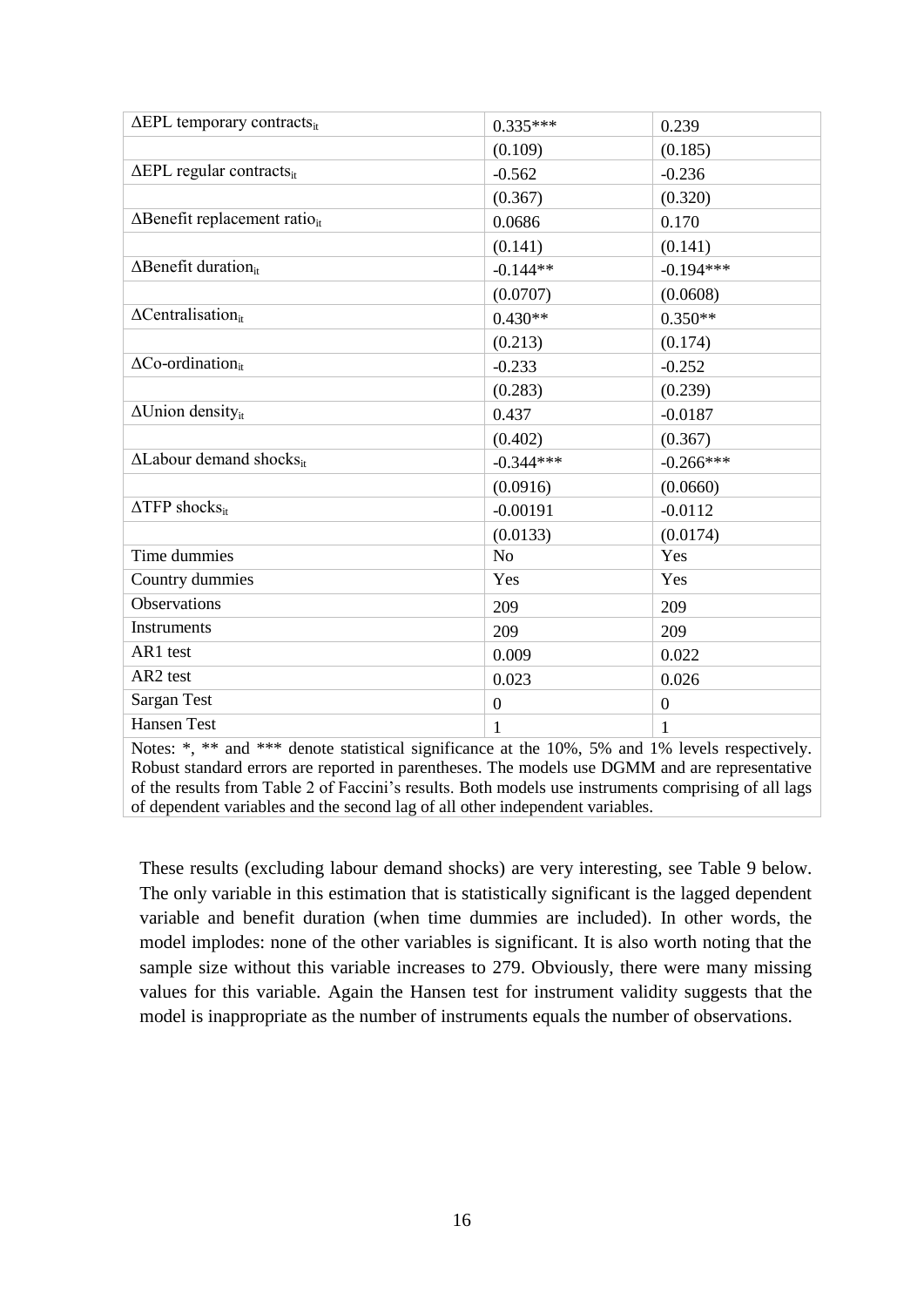| | | |
|---|---|---|
| $\Delta$EPL temporary contracts$_{it}$ | 0.335*** | 0.239 |
| | (0.109) | (0.185) |
| $\Delta$EPL regular contracts$_{it}$ | -0.562 | -0.236 |
| | (0.367) | (0.320) |
| $\Delta$Benefit replacement ratio$_{it}$ | 0.0686 | 0.170 |
| | (0.141) | (0.141) |
| $\Delta$Benefit duration$_{it}$ | -0.144** | -0.194*** |
| | (0.0707) | (0.0608) |
| $\Delta$Centralisation$_{it}$ | 0.430** | 0.350** |
| | (0.213) | (0.174) |
| $\Delta$Co-ordination$_{it}$ | -0.233 | -0.252 |
| | (0.283) | (0.239) |
| $\Delta$Union density$_{it}$ | 0.437 | -0.0187 |
| | (0.402) | (0.367) |
| $\Delta$Labour demand shocks$_{it}$ | -0.344*** | -0.266*** |
| | (0.0916) | (0.0660) |
| $\Delta$TFP shocks$_{it}$ | -0.00191 | -0.0112 |
| | (0.0133) | (0.0174) |
| Time dummies | No | Yes |
| Country dummies | Yes | Yes |
| Observations | 209 | 209 |
| Instruments | 209 | 209 |
| AR1 test | 0.009 | 0.022 |
| AR2 test | 0.023 | 0.026 |
| Sargan Test | 0 | 0 |
| Hansen Test | 1 | 1 |

Notes: *, ** and *** denote statistical significance at the 10%, 5% and 1% levels respectively. Robust standard errors are reported in parentheses. The models use DGMM and are representative of the results from Table 2 of Faccini's results. Both models use instruments comprising of all lags of dependent variables and the second lag of all other independent variables.

These results (excluding labour demand shocks) are very interesting, see Table 9 below. The only variable in this estimation that is statistically significant is the lagged dependent variable and benefit duration (when time dummies are included). In other words, the model implodes: none of the other variables is significant. It is also worth noting that the sample size without this variable increases to 279. Obviously, there were many missing values for this variable. Again the Hansen test for instrument validity suggests that the model is inappropriate as the number of instruments equals the number of observations.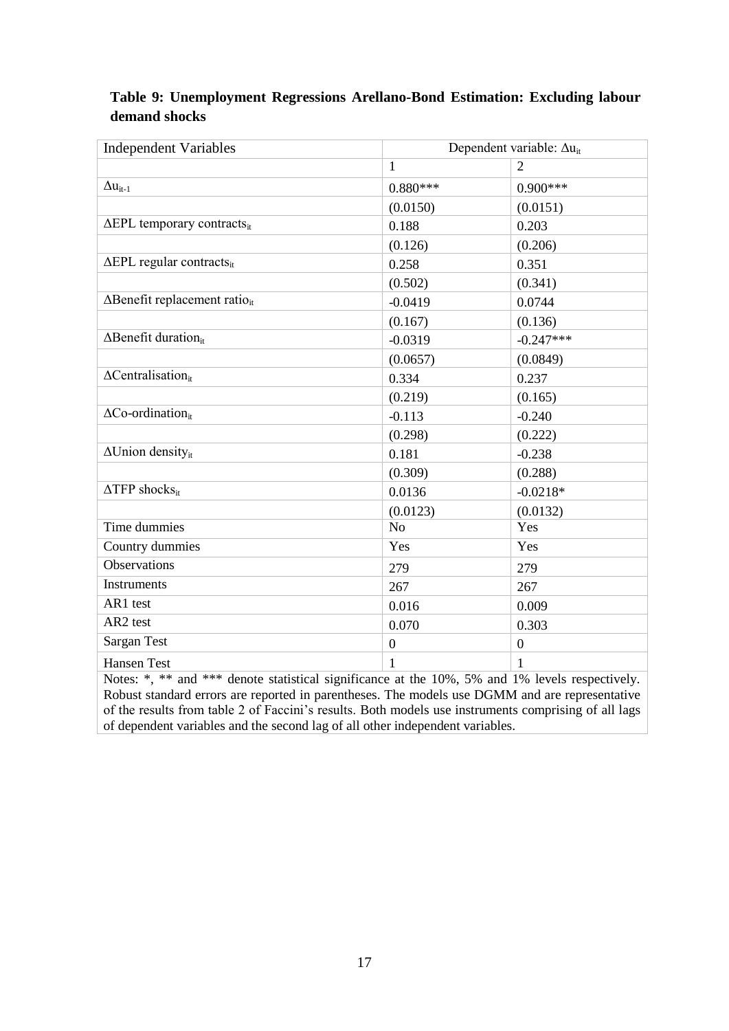**Table 9: Unemployment Regressions Arellano-Bond Estimation: Excluding labour demand shocks**

| Independent Variables | Dependent variable: $\Delta u_{it}$ | |
|---|---|---|
| | 1 | 2 |
| $\Delta u_{it-1}$ | 0.880*** | 0.900*** |
| | (0.0150) | (0.0151) |
| $\Delta$EPL temporary contracts$_{it}$ | 0.188 | 0.203 |
| | (0.126) | (0.206) |
| $\Delta$EPL regular contracts$_{it}$ | 0.258 | 0.351 |
| | (0.502) | (0.341) |
| $\Delta$Benefit replacement ratio$_{it}$ | -0.0419 | 0.0744 |
| | (0.167) | (0.136) |
| $\Delta$Benefit duration$_{it}$ | -0.0319 | -0.247*** |
| | (0.0657) | (0.0849) |
| $\Delta$Centralisation$_{it}$ | 0.334 | 0.237 |
| | (0.219) | (0.165) |
| $\Delta$Co-ordination$_{it}$ | -0.113 | -0.240 |
| | (0.298) | (0.222) |
| $\Delta$Union density$_{it}$ | 0.181 | -0.238 |
| | (0.309) | (0.288) |
| $\Delta$TFP shocks$_{it}$ | 0.0136 | -0.0218* |
| | (0.0123) | (0.0132) |
| Time dummies | No | Yes |
| Country dummies | Yes | Yes |
| Observations | 279 | 279 |
| Instruments | 267 | 267 |
| AR1 test | 0.016 | 0.009 |
| AR2 test | 0.070 | 0.303 |
| Sargan Test | 0 | 0 |
| Hansen Test | 1 | 1 |

Notes: *, ** and *** denote statistical significance at the 10%, 5% and 1% levels respectively. Robust standard errors are reported in parentheses. The models use DGMM and are representative of the results from table 2 of Faccini's results. Both models use instruments comprising of all lags of dependent variables and the second lag of all other independent variables.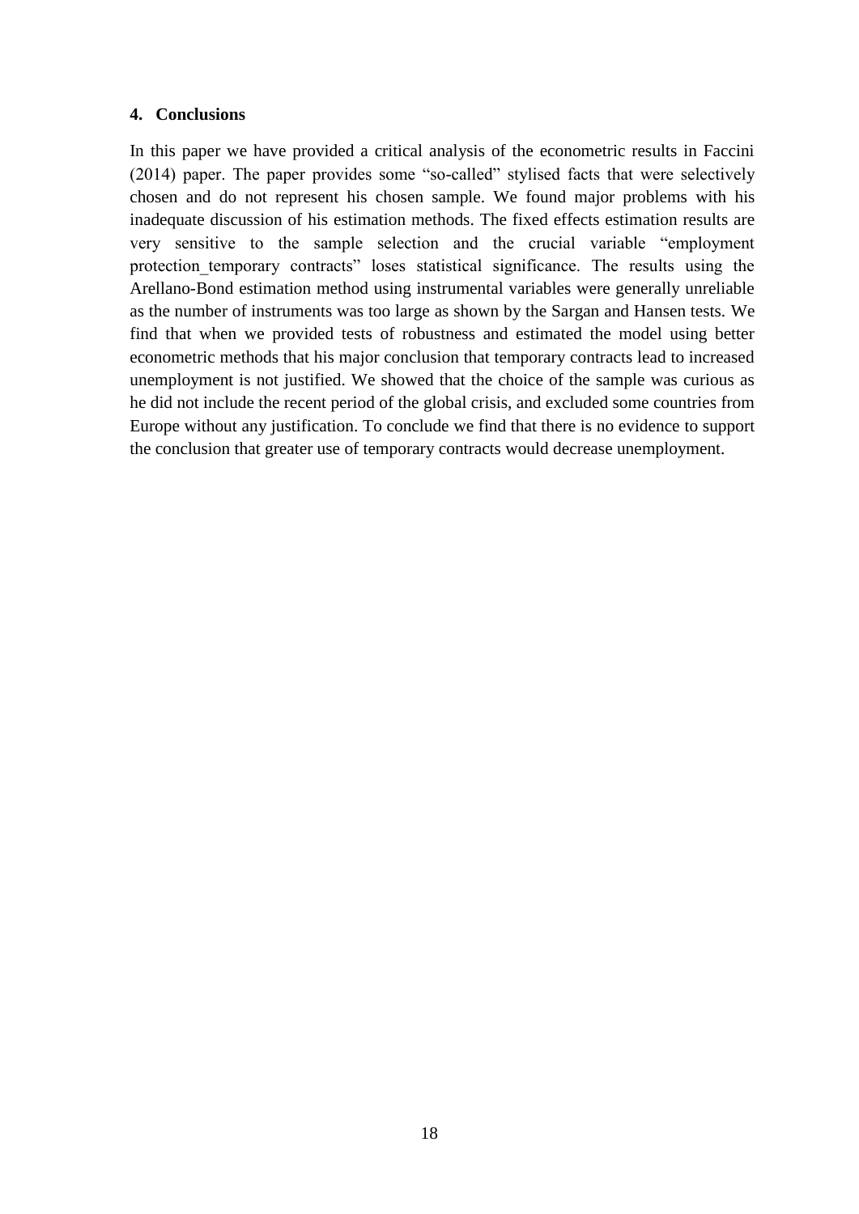## 4. Conclusions

In this paper we have provided a critical analysis of the econometric results in Faccini (2014) paper. The paper provides some "so-called" stylised facts that were selectively chosen and do not represent his chosen sample. We found major problems with his inadequate discussion of his estimation methods. The fixed effects estimation results are very sensitive to the sample selection and the crucial variable "employment protection_temporary contracts" loses statistical significance. The results using the Arellano-Bond estimation method using instrumental variables were generally unreliable as the number of instruments was too large as shown by the Sargan and Hansen tests. We find that when we provided tests of robustness and estimated the model using better econometric methods that his major conclusion that temporary contracts lead to increased unemployment is not justified. We showed that the choice of the sample was curious as he did not include the recent period of the global crisis, and excluded some countries from Europe without any justification. To conclude we find that there is no evidence to support the conclusion that greater use of temporary contracts would decrease unemployment.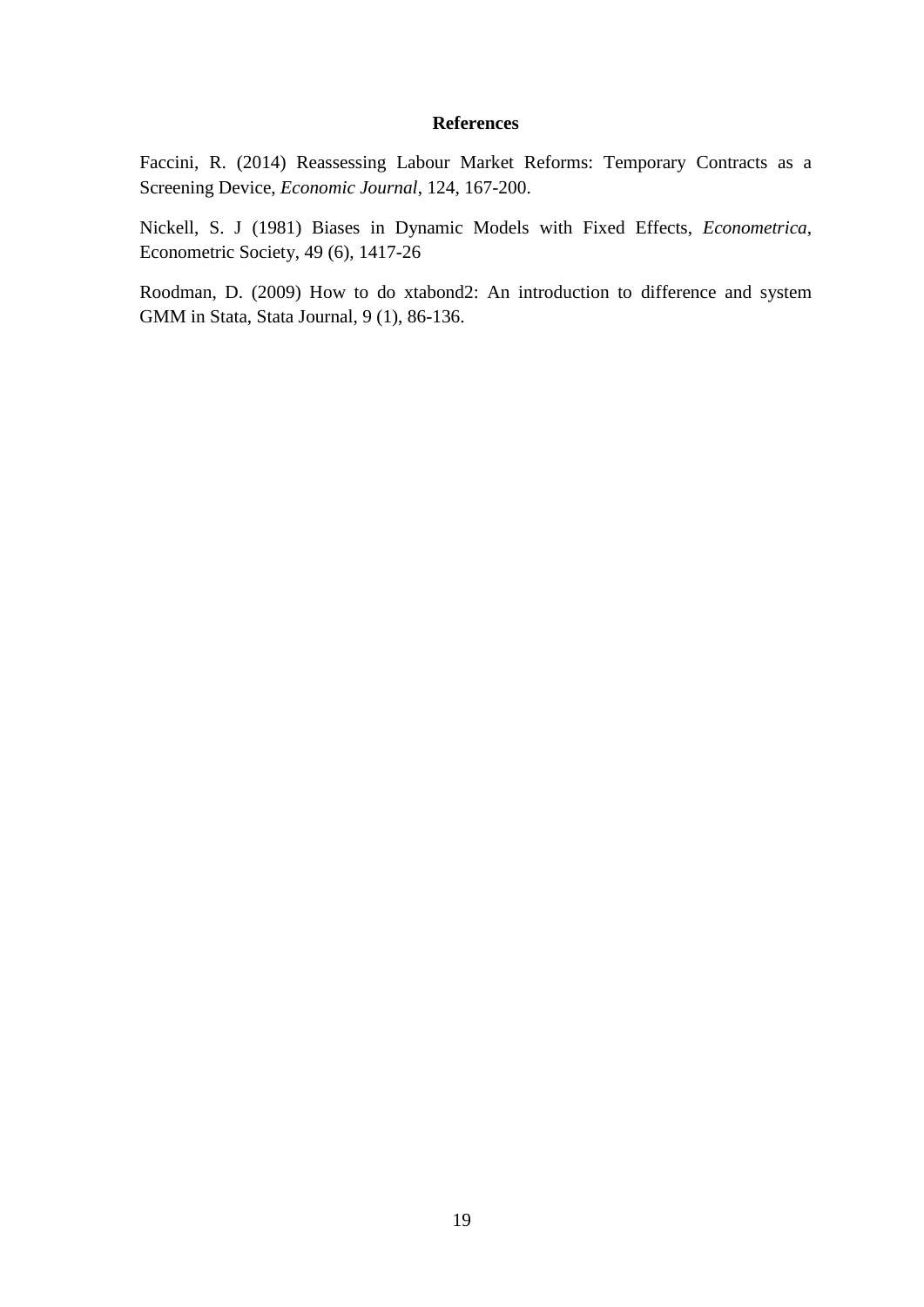## References

Faccini, R. (2014) Reassessing Labour Market Reforms: Temporary Contracts as a Screening Device, *Economic Journal*, 124, 167-200.

Nickell, S. J (1981) Biases in Dynamic Models with Fixed Effects, *Econometrica*, Econometric Society, 49 (6), 1417-26

Roodman, D. (2009) How to do xtabond2: An introduction to difference and system GMM in Stata, Stata Journal, 9 (1), 86-136.